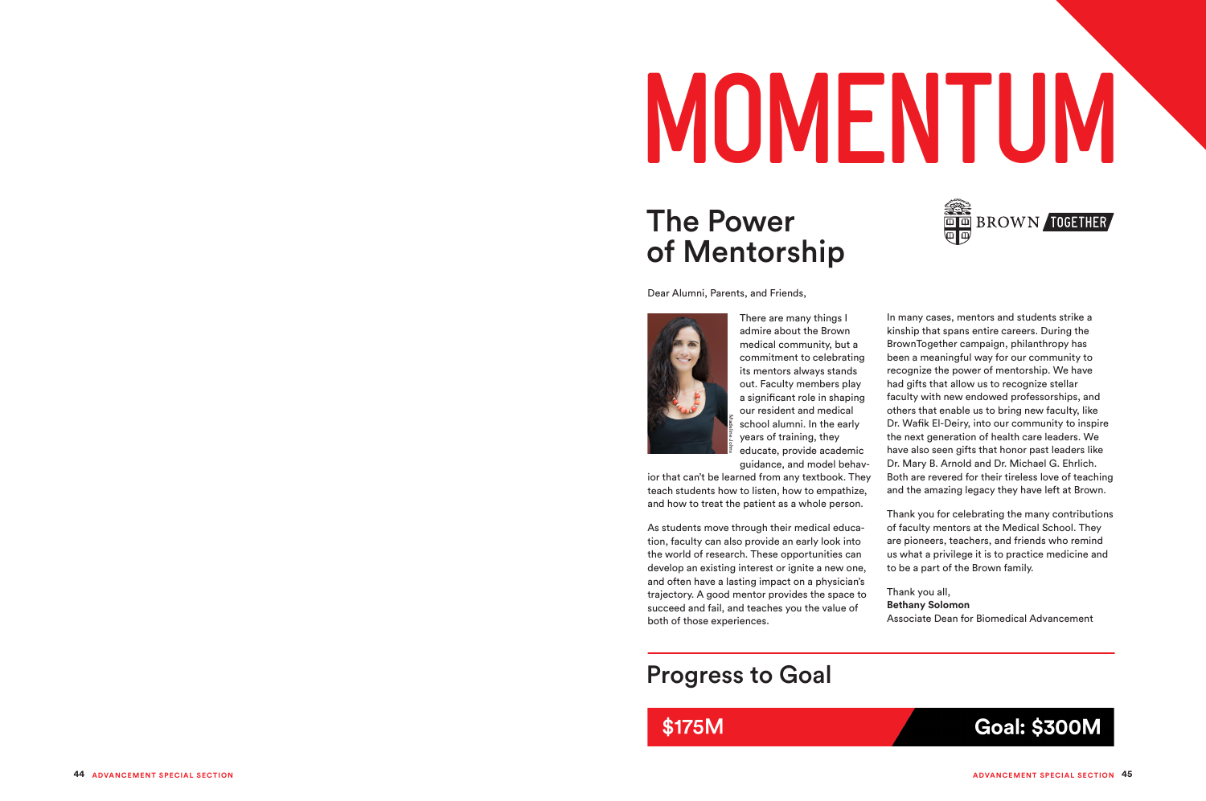# MOMENTUM

## The Power of Mentorship

BROWN TOGETHER

Dear Alumni, Parents, and Friends,

There are many things I admire about the Brown medical community, but a commitment to celebrating its mentors always stands out. Faculty members play a significant role in shaping our resident and medical school alumni. In the early years of training, they educate, provide academic guidance, and model behavior that can't be learned from any textbook. They teach students how to listen, how to empathize, and how to treat the patient as a whole person.

As students move through their medical education, faculty can also provide an early look into the world of research. These opportunities can develop an existing interest or ignite a new one, and often have a lasting impact on a physician's trajectory. A good mentor provides the space to succeed and fail, and teaches you the value of both of those experiences.

In many cases, mentors and students strike a kinship that spans entire careers. During the BrownTogether campaign, philanthropy has been a meaningful way for our community to recognize the power of mentorship. We have had gifts that allow us to recognize stellar faculty with new endowed professorships, and others that enable us to bring new faculty, like Dr. Wafik El-Deiry, into our community to inspire the next generation of health care leaders. We have also seen gifts that honor past leaders like Dr. Mary B. Arnold and Dr. Michael G. Ehrlich. Both are revered for their tireless love of teaching and the amazing legacy they have left at Brown.

Thank you for celebrating the many contributions of faculty mentors at the Medical School. They are pioneers, teachers, and friends who remind us what a privilege it is to practice medicine and to be a part of the Brown family.

Thank you all,
**Bethany Solomon**
Associate Dean for Biomedical Advancement

## Progress to Goal

**$175M** — **Goal: $300M**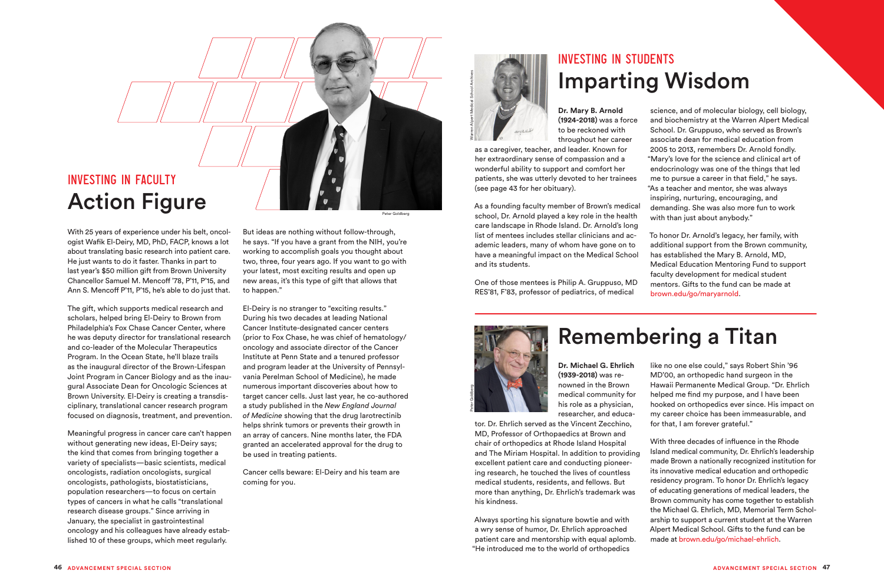## INVESTING IN FACULTY

# Action Figure

Peter Goldberg

With 25 years of experience under his belt, oncologist Wafik El-Deiry, MD, PhD, FACP, knows a lot about translating basic research into patient care. He just wants to do it faster. Thanks in part to last year's $50 million gift from Brown University Chancellor Samuel M. Mencoff '78, P'11, P'15, and Ann S. Mencoff P'11, P'15, he's able to do just that.

The gift, which supports medical research and scholars, helped bring El-Deiry to Brown from Philadelphia's Fox Chase Cancer Center, where he was deputy director for translational research and co-leader of the Molecular Therapeutics Program. In the Ocean State, he'll blaze trails as the inaugural director of the Brown-Lifespan Joint Program in Cancer Biology and as the inaugural Associate Dean for Oncologic Sciences at Brown University. El-Deiry is creating a transdisciplinary, translational cancer research program focused on diagnosis, treatment, and prevention.

Meaningful progress in cancer care can't happen without generating new ideas, El-Deiry says; the kind that comes from bringing together a variety of specialists—basic scientists, medical oncologists, radiation oncologists, surgical oncologists, pathologists, biostatisticians, population researchers—to focus on certain types of cancers in what he calls "translational research disease groups." Since arriving in January, the specialist in gastrointestinal oncology and his colleagues have already established 10 of these groups, which meet regularly.

But ideas are nothing without follow-through, he says. "If you have a grant from the NIH, you're working to accomplish goals you thought about two, three, four years ago. If you want to go with your latest, most exciting results and open up new areas, it's this type of gift that allows that to happen."

El-Deiry is no stranger to "exciting results." During his two decades at leading National Cancer Institute-designated cancer centers (prior to Fox Chase, he was chief of hematology/oncology and associate director of the Cancer Institute at Penn State and a tenured professor and program leader at the University of Pennsylvania Perelman School of Medicine), he made numerous important discoveries about how to target cancer cells. Just last year, he co-authored a study published in the *New England Journal of Medicine* showing that the drug larotrectinib helps shrink tumors or prevents their growth in an array of cancers. Nine months later, the FDA granted an accelerated approval for the drug to be used in treating patients.

Cancer cells beware: El-Deiry and his team are coming for you.

## INVESTING IN STUDENTS

# Imparting Wisdom

Warren Alpert Medical School Archives

**Dr. Mary B. Arnold (1924-2018)** was a force to be reckoned with throughout her career as a caregiver, teacher, and leader. Known for her extraordinary sense of compassion and a wonderful ability to support and comfort her patients, she was utterly devoted to her trainees (see page 43 for her obituary).

As a founding faculty member of Brown's medical school, Dr. Arnold played a key role in the health care landscape in Rhode Island. Dr. Arnold's long list of mentees includes stellar clinicians and academic leaders, many of whom have gone on to have a meaningful impact on the Medical School and its students.

One of those mentees is Philip A. Gruppuso, MD RES'81, F'83, professor of pediatrics, of medical science, and of molecular biology, cell biology, and biochemistry at the Warren Alpert Medical School. Dr. Gruppuso, who served as Brown's associate dean for medical education from 2005 to 2013, remembers Dr. Arnold fondly. "Mary's love for the science and clinical art of endocrinology was one of the things that led me to pursue a career in that field," he says. "As a teacher and mentor, she was always inspiring, nurturing, encouraging, and demanding. She was also more fun to work with than just about anybody."

To honor Dr. Arnold's legacy, her family, with additional support from the Brown community, has established the Mary B. Arnold, MD, Medical Education Mentoring Fund to support faculty development for medical student mentors. Gifts to the fund can be made at brown.edu/go/maryarnold.

# Remembering a Titan

Peter Goldberg

**Dr. Michael G. Ehrlich (1939-2018)** was renowned in the Brown medical community for his role as a physician, researcher, and educator. Dr. Ehrlich served as the Vincent Zecchino, MD, Professor of Orthopaedics at Brown and chair of orthopedics at Rhode Island Hospital and The Miriam Hospital. In addition to providing excellent patient care and conducting pioneering research, he touched the lives of countless medical students, residents, and fellows. But more than anything, Dr. Ehrlich's trademark was his kindness.

Always sporting his signature bowtie and with a wry sense of humor, Dr. Ehrlich approached patient care and mentorship with equal aplomb. "He introduced me to the world of orthopedics like no one else could," says Robert Shin '96 MD'00, an orthopedic hand surgeon in the Hawaii Permanente Medical Group. "Dr. Ehrlich helped me find my purpose, and I have been hooked on orthopedics ever since. His impact on my career choice has been immeasurable, and for that, I am forever grateful."

With three decades of influence in the Rhode Island medical community, Dr. Ehrlich's leadership made Brown a nationally recognized institution for its innovative medical education and orthopedic residency program. To honor Dr. Ehrlich's legacy of educating generations of medical leaders, the Brown community has come together to establish the Michael G. Ehrlich, MD, Memorial Term Scholarship to support a current student at the Warren Alpert Medical School. Gifts to the fund can be made at brown.edu/go/michael-ehrlich.